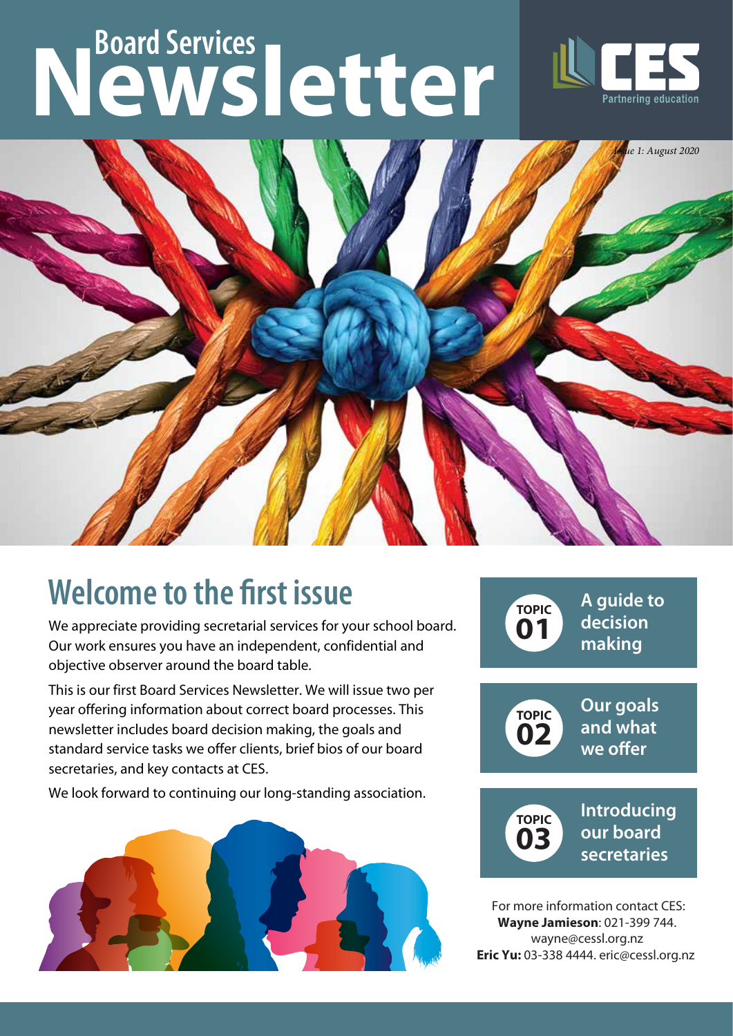# Board Services Newsletter

CES
Partnering education

*Issue 1: August 2020*

## Welcome to the first issue

We appreciate providing secretarial services for your school board. Our work ensures you have an independent, confidential and objective observer around the board table.

This is our first Board Services Newsletter. We will issue two per year offering information about correct board processes. This newsletter includes board decision making, the goals and standard service tasks we offer clients, brief bios of our board secretaries, and key contacts at CES.

We look forward to continuing our long-standing association.

**TOPIC 01** A guide to decision making

**TOPIC 02** Our goals and what we offer

**TOPIC 03** Introducing our board secretaries

For more information contact CES:
**Wayne Jamieson**: 021-399 744. wayne@cessl.org.nz
**Eric Yu:** 03-338 4444. eric@cessl.org.nz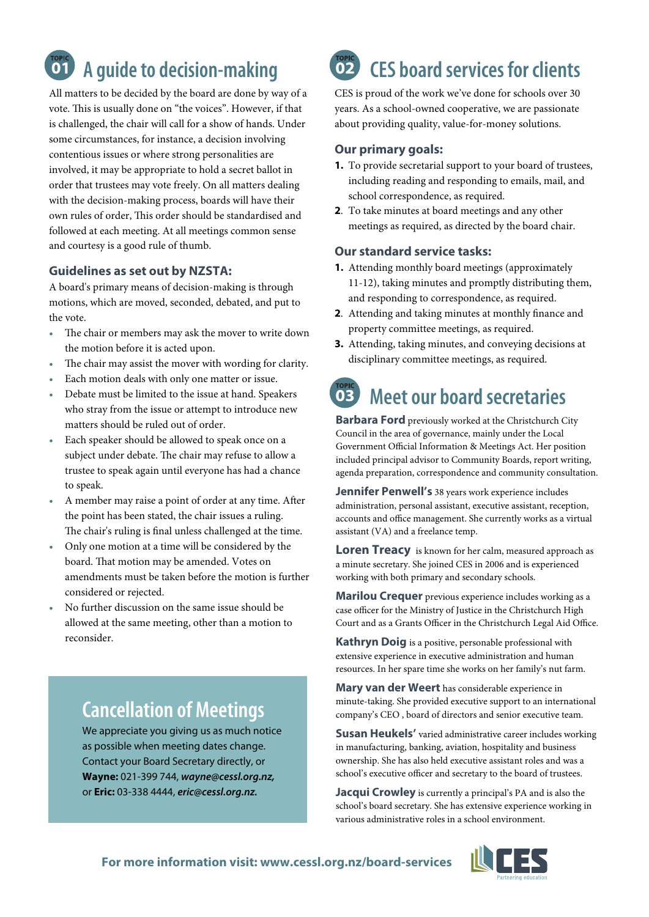## TOPIC 01 A guide to decision-making

All matters to be decided by the board are done by way of a vote. This is usually done on "the voices". However, if that is challenged, the chair will call for a show of hands. Under some circumstances, for instance, a decision involving contentious issues or where strong personalities are involved, it may be appropriate to hold a secret ballot in order that trustees may vote freely. On all matters dealing with the decision-making process, boards will have their own rules of order, This order should be standardised and followed at each meeting. At all meetings common sense and courtesy is a good rule of thumb.

### Guidelines as set out by NZSTA:

A board's primary means of decision-making is through motions, which are moved, seconded, debated, and put to the vote.

- The chair or members may ask the mover to write down the motion before it is acted upon.
- The chair may assist the mover with wording for clarity.
- Each motion deals with only one matter or issue.
- Debate must be limited to the issue at hand. Speakers who stray from the issue or attempt to introduce new matters should be ruled out of order.
- Each speaker should be allowed to speak once on a subject under debate. The chair may refuse to allow a trustee to speak again until everyone has had a chance to speak.
- A member may raise a point of order at any time. After the point has been stated, the chair issues a ruling. The chair's ruling is final unless challenged at the time.
- Only one motion at a time will be considered by the board. That motion may be amended. Votes on amendments must be taken before the motion is further considered or rejected.
- No further discussion on the same issue should be allowed at the same meeting, other than a motion to reconsider.

## Cancellation of Meetings

We appreciate you giving us as much notice as possible when meeting dates change. Contact your Board Secretary directly, or **Wayne:** 021-399 744, ***wayne@cessl.org.nz,*** or **Eric:** 03-338 4444, ***eric@cessl.org.nz.***

## TOPIC 02 CES board services for clients

CES is proud of the work we've done for schools over 30 years. As a school-owned cooperative, we are passionate about providing quality, value-for-money solutions.

### Our primary goals:

1. To provide secretarial support to your board of trustees, including reading and responding to emails, mail, and school correspondence, as required.
2. To take minutes at board meetings and any other meetings as required, as directed by the board chair.

### Our standard service tasks:

1. Attending monthly board meetings (approximately 11-12), taking minutes and promptly distributing them, and responding to correspondence, as required.
2. Attending and taking minutes at monthly finance and property committee meetings, as required.
3. Attending, taking minutes, and conveying decisions at disciplinary committee meetings, as required.

## TOPIC 03 Meet our board secretaries

**Barbara Ford** previously worked at the Christchurch City Council in the area of governance, mainly under the Local Government Official Information & Meetings Act. Her position included principal advisor to Community Boards, report writing, agenda preparation, correspondence and community consultation.

**Jennifer Penwell's** 38 years work experience includes administration, personal assistant, executive assistant, reception, accounts and office management. She currently works as a virtual assistant (VA) and a freelance temp.

**Loren Treacy** is known for her calm, measured approach as a minute secretary. She joined CES in 2006 and is experienced working with both primary and secondary schools.

**Marilou Crequer** previous experience includes working as a case officer for the Ministry of Justice in the Christchurch High Court and as a Grants Officer in the Christchurch Legal Aid Office.

**Kathryn Doig** is a positive, personable professional with extensive experience in executive administration and human resources. In her spare time she works on her family's nut farm.

**Mary van der Weert** has considerable experience in minute-taking. She provided executive support to an international company's CEO , board of directors and senior executive team.

**Susan Heukels'** varied administrative career includes working in manufacturing, banking, aviation, hospitality and business ownership. She has also held executive assistant roles and was a school's executive officer and secretary to the board of trustees.

**Jacqui Crowley** is currently a principal's PA and is also the school's board secretary. She has extensive experience working in various administrative roles in a school environment.

**For more information visit: www.cessl.org.nz/board-services**

CES
Partnering education